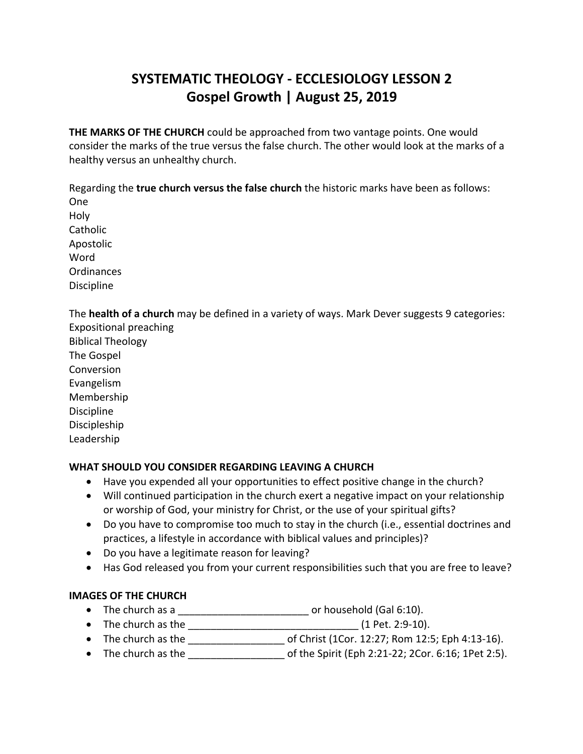# SYSTEMATIC THEOLOGY - ECCLESIOLOGY LESSON 2
## Gospel Growth | August 25, 2019

**THE MARKS OF THE CHURCH** could be approached from two vantage points. One would consider the marks of the true versus the false church. The other would look at the marks of a healthy versus an unhealthy church.

Regarding the **true church versus the false church** the historic marks have been as follows:
One
Holy
Catholic
Apostolic
Word
Ordinances
Discipline

The **health of a church** may be defined in a variety of ways. Mark Dever suggests 9 categories:
Expositional preaching
Biblical Theology
The Gospel
Conversion
Evangelism
Membership
Discipline
Discipleship
Leadership

### WHAT SHOULD YOU CONSIDER REGARDING LEAVING A CHURCH

- Have you expended all your opportunities to effect positive change in the church?
- Will continued participation in the church exert a negative impact on your relationship or worship of God, your ministry for Christ, or the use of your spiritual gifts?
- Do you have to compromise too much to stay in the church (i.e., essential doctrines and practices, a lifestyle in accordance with biblical values and principles)?
- Do you have a legitimate reason for leaving?
- Has God released you from your current responsibilities such that you are free to leave?

### IMAGES OF THE CHURCH

- The church as a _______________________ or household (Gal 6:10).
- The church as the ______________________________ (1 Pet. 2:9-10).
- The church as the _________________ of Christ (1Cor. 12:27; Rom 12:5; Eph 4:13-16).
- The church as the _________________ of the Spirit (Eph 2:21-22; 2Cor. 6:16; 1Pet 2:5).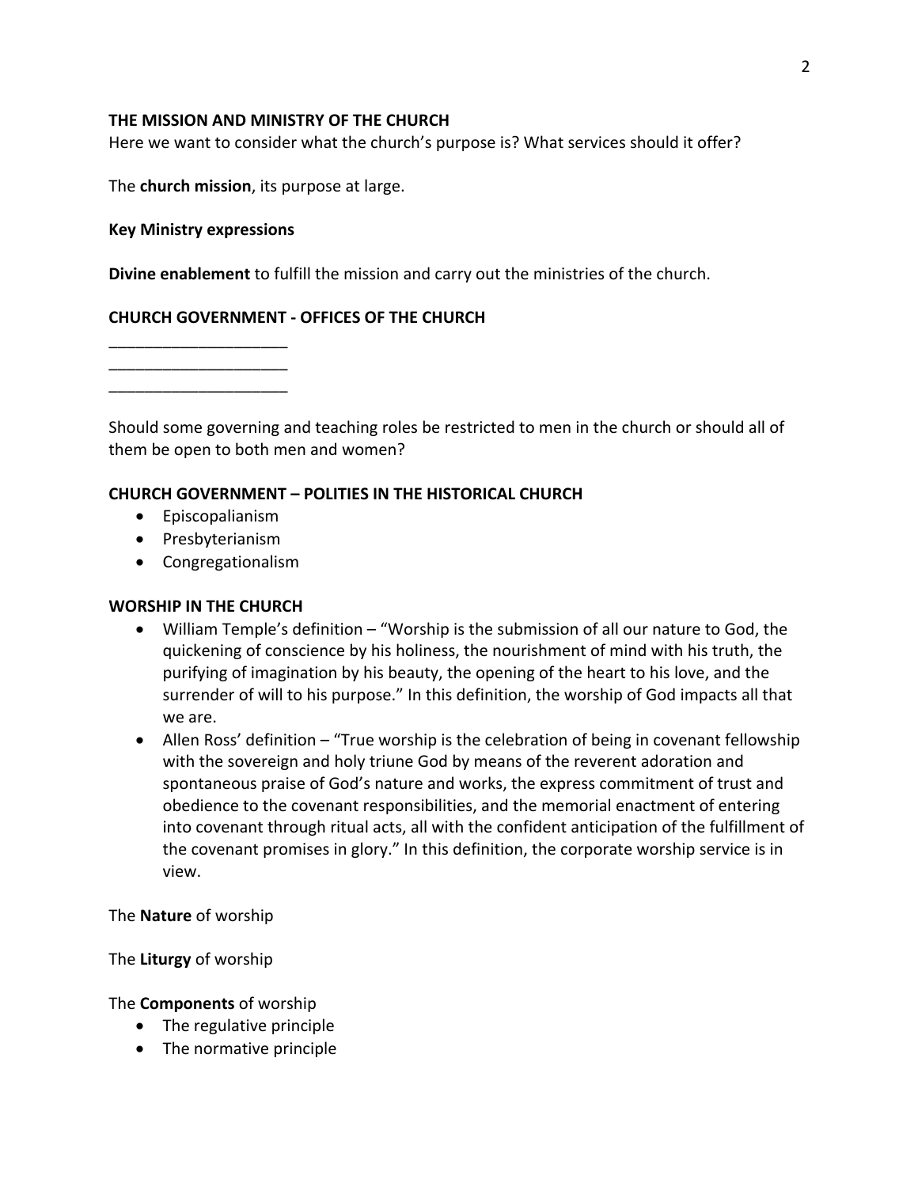**THE MISSION AND MINISTRY OF THE CHURCH**

Here we want to consider what the church's purpose is? What services should it offer?

The **church mission**, its purpose at large.

**Key Ministry expressions**

**Divine enablement** to fulfill the mission and carry out the ministries of the church.

**CHURCH GOVERNMENT - OFFICES OF THE CHURCH**

____________________

____________________

____________________

Should some governing and teaching roles be restricted to men in the church or should all of them be open to both men and women?

**CHURCH GOVERNMENT – POLITIES IN THE HISTORICAL CHURCH**

- Episcopalianism
- Presbyterianism
- Congregationalism

**WORSHIP IN THE CHURCH**

- William Temple's definition – "Worship is the submission of all our nature to God, the quickening of conscience by his holiness, the nourishment of mind with his truth, the purifying of imagination by his beauty, the opening of the heart to his love, and the surrender of will to his purpose." In this definition, the worship of God impacts all that we are.
- Allen Ross' definition – "True worship is the celebration of being in covenant fellowship with the sovereign and holy triune God by means of the reverent adoration and spontaneous praise of God's nature and works, the express commitment of trust and obedience to the covenant responsibilities, and the memorial enactment of entering into covenant through ritual acts, all with the confident anticipation of the fulfillment of the covenant promises in glory." In this definition, the corporate worship service is in view.

The **Nature** of worship

The **Liturgy** of worship

The **Components** of worship

- The regulative principle
- The normative principle